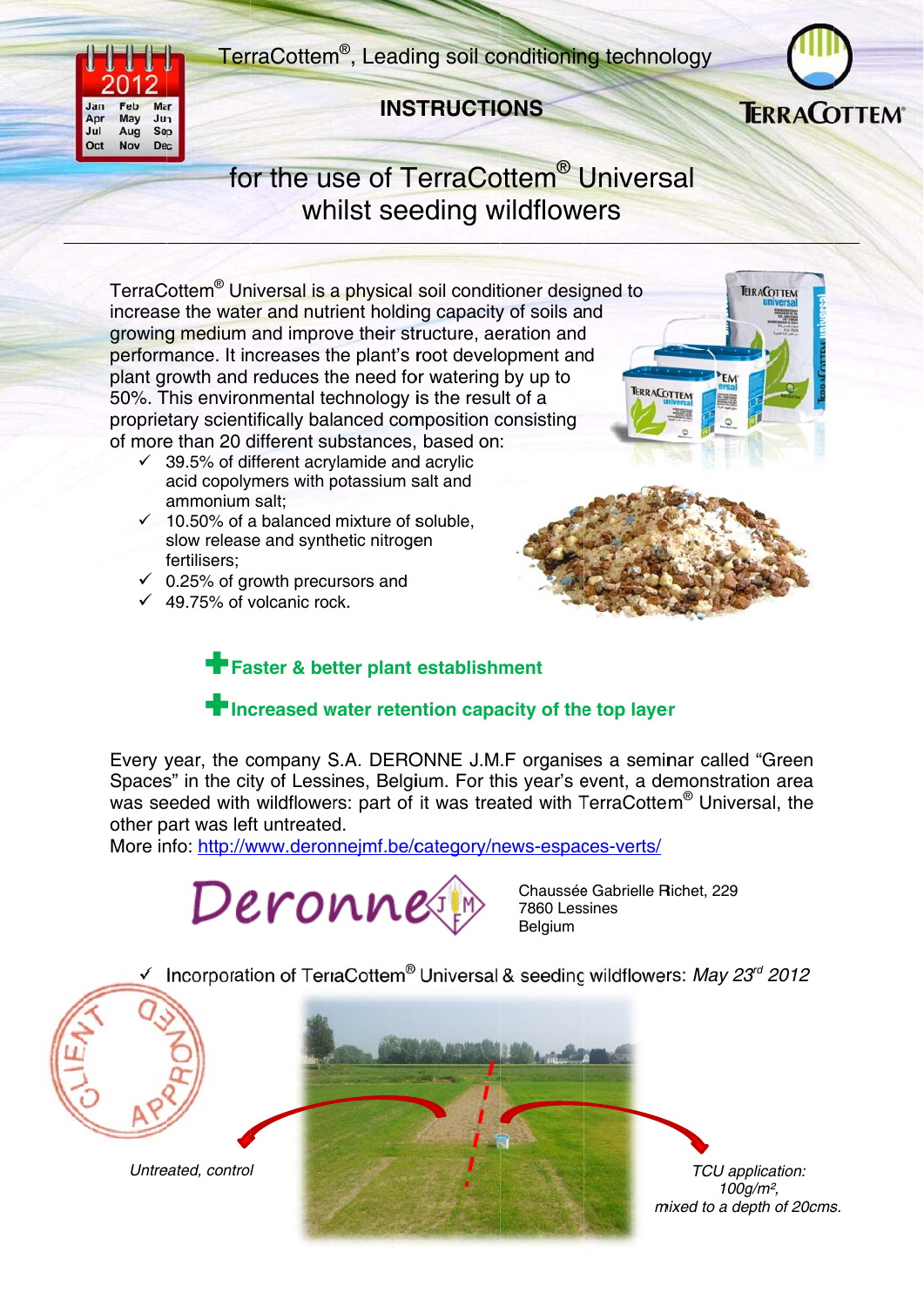TerraCottem®, Leading soil conditioning technology

**INSTRUCTIONS**

# for the use of TerraCottem® Universal whilst seeding wildflowers

TerraCottem® Universal is a physical soil conditioner designed to increase the water and nutrient holding capacity of soils and growing medium and improve their structure, aeration and performance. It increases the plant's root development and plant growth and reduces the need for watering by up to 50%. This environmental technology is the result of a proprietary scientifically balanced composition consisting of more than 20 different substances, based on:

- ✓ 39.5% of different acrylamide and acrylic acid copolymers with potassium salt and ammonium salt;
- ✓ 10.50% of a balanced mixture of soluble, slow release and synthetic nitrogen fertilisers;
- ✓ 0.25% of growth precursors and
- ✓ 49.75% of volcanic rock.

**+ Faster & better plant establishment**

**+ Increased water retention capacity of the top layer**

Every year, the company S.A. DERONNE J.M.F organises a seminar called "Green Spaces" in the city of Lessines, Belgium. For this year's event, a demonstration area was seeded with wildflowers: part of it was treated with TerraCottem® Universal, the other part was left untreated.
More info: http://www.deronnejmf.be/category/news-espaces-verts/

Deronne JMF

Chaussée Gabrielle Richet, 229
7860 Lessines
Belgium

- ✓ Incorporation of TerraCottem® Universal & seeding wildflowers: *May 23rd 2012*

*Untreated, control*

*TCU application: 100g/m², mixed to a depth of 20cms.*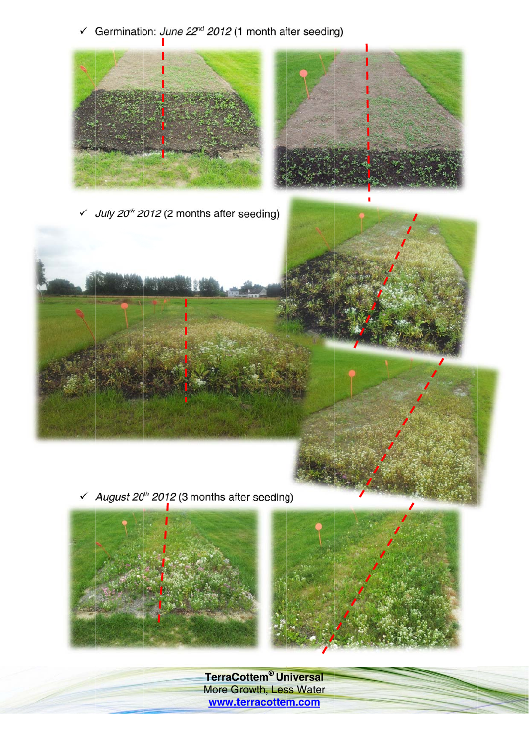- ✓ Germination: *June 22nd 2012* (1 month after seeding)

- ✓ *July 20th 2012* (2 months after seeding)

- ✓ *August 20th 2012* (3 months after seeding)

**TerraCottem® Universal**
More Growth, Less Water
[www.terracottem.com](http://www.terracottem.com)